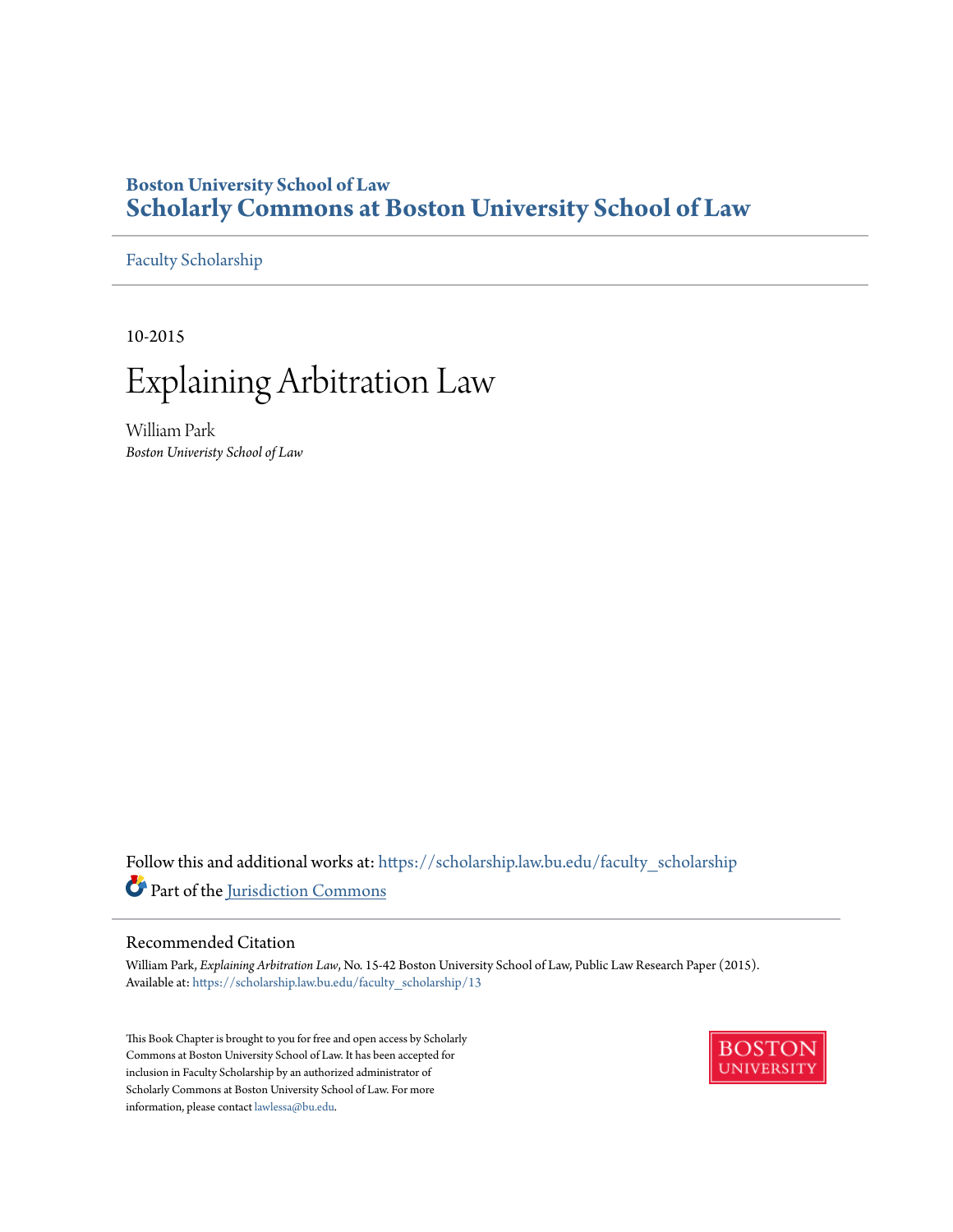Boston University School of Law

**Scholarly Commons at Boston University School of Law**

Faculty Scholarship

10-2015

# Explaining Arbitration Law

William Park

*Boston Univeristy School of Law*

Follow this and additional works at: https://scholarship.law.bu.edu/faculty_scholarship

Part of the Jurisdiction Commons

## Recommended Citation

William Park, *Explaining Arbitration Law*, No. 15-42 Boston University School of Law, Public Law Research Paper (2015).
Available at: https://scholarship.law.bu.edu/faculty_scholarship/13

This Book Chapter is brought to you for free and open access by Scholarly Commons at Boston University School of Law. It has been accepted for inclusion in Faculty Scholarship by an authorized administrator of Scholarly Commons at Boston University School of Law. For more information, please contact lawlessa@bu.edu.

BOSTON UNIVERSITY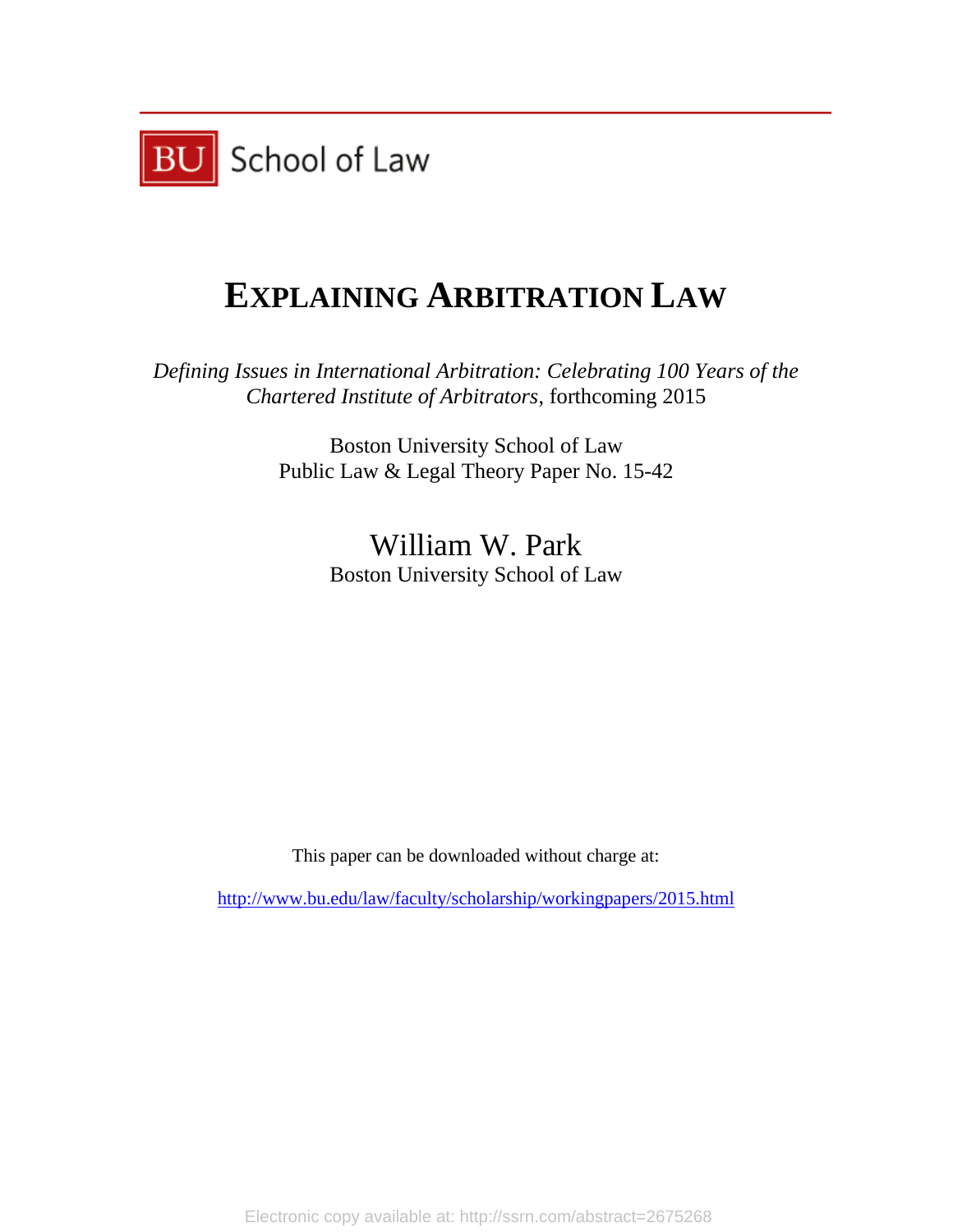BU School of Law

# EXPLAINING ARBITRATION LAW

*Defining Issues in International Arbitration: Celebrating 100 Years of the Chartered Institute of Arbitrators*, forthcoming 2015

Boston University School of Law
Public Law & Legal Theory Paper No. 15-42

William W. Park
Boston University School of Law

This paper can be downloaded without charge at:

http://www.bu.edu/law/faculty/scholarship/workingpapers/2015.html

Electronic copy available at: http://ssrn.com/abstract=2675268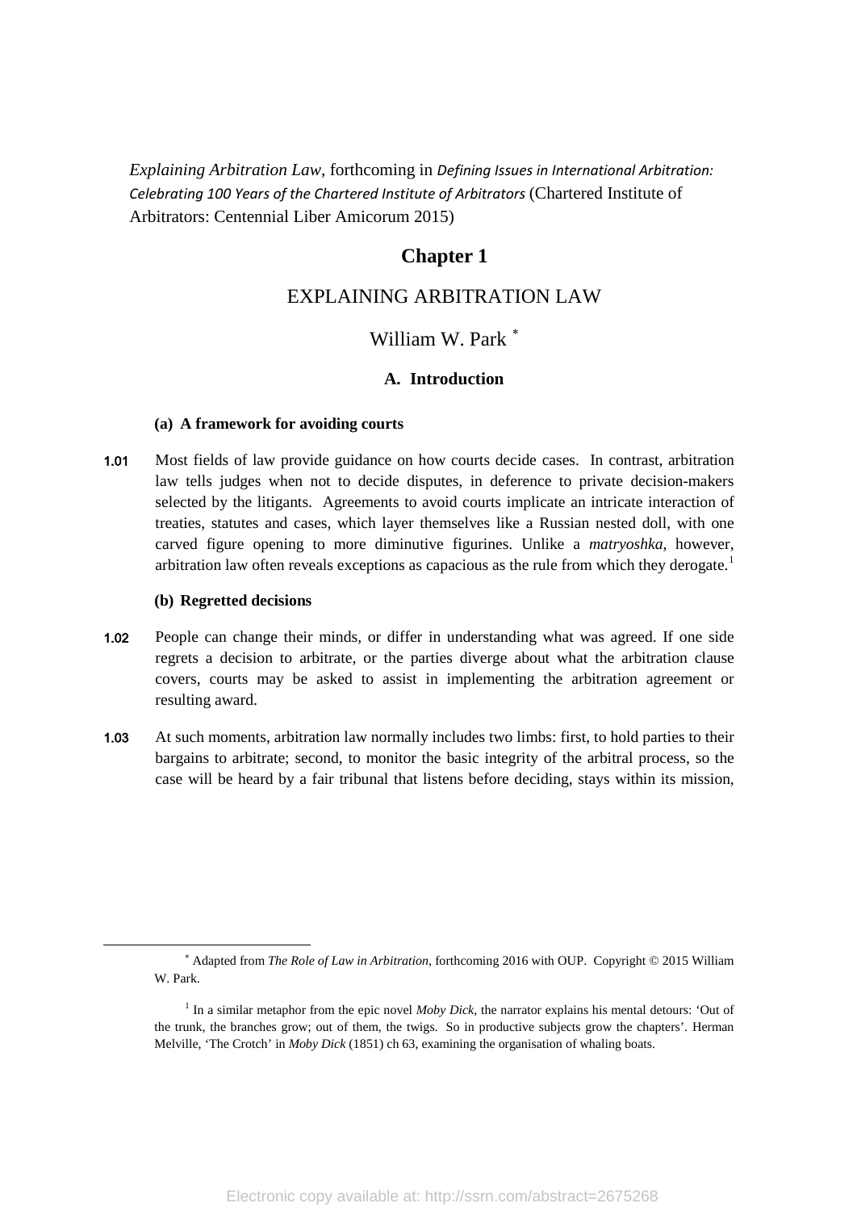*Explaining Arbitration Law*, forthcoming in *Defining Issues in International Arbitration: Celebrating 100 Years of the Chartered Institute of Arbitrators* (Chartered Institute of Arbitrators: Centennial Liber Amicorum 2015)

# Chapter 1

## EXPLAINING ARBITRATION LAW

William W. Park [*]

### A. Introduction

#### (a) A framework for avoiding courts

**1.01** Most fields of law provide guidance on how courts decide cases. In contrast, arbitration law tells judges when not to decide disputes, in deference to private decision-makers selected by the litigants. Agreements to avoid courts implicate an intricate interaction of treaties, statutes and cases, which layer themselves like a Russian nested doll, with one carved figure opening to more diminutive figurines. Unlike a *matryoshka*, however, arbitration law often reveals exceptions as capacious as the rule from which they derogate.[1]

#### (b) Regretted decisions

**1.02** People can change their minds, or differ in understanding what was agreed. If one side regrets a decision to arbitrate, or the parties diverge about what the arbitration clause covers, courts may be asked to assist in implementing the arbitration agreement or resulting award.

**1.03** At such moments, arbitration law normally includes two limbs: first, to hold parties to their bargains to arbitrate; second, to monitor the basic integrity of the arbitral process, so the case will be heard by a fair tribunal that listens before deciding, stays within its mission,

---

[*] Adapted from *The Role of Law in Arbitration*, forthcoming 2016 with OUP. Copyright © 2015 William W. Park.

[1] In a similar metaphor from the epic novel *Moby Dick*, the narrator explains his mental detours: 'Out of the trunk, the branches grow; out of them, the twigs. So in productive subjects grow the chapters'. Herman Melville, 'The Crotch' in *Moby Dick* (1851) ch 63, examining the organisation of whaling boats.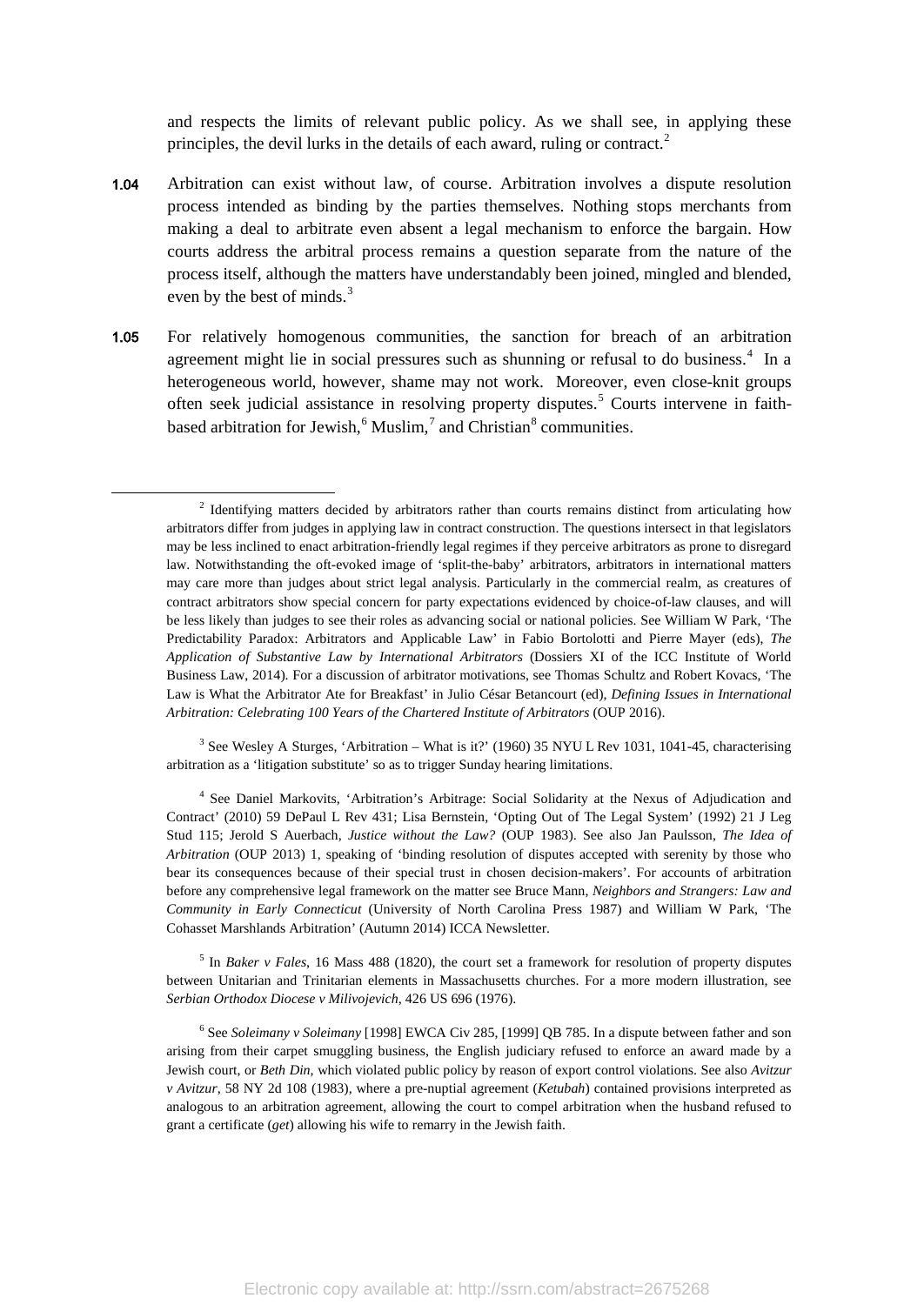and respects the limits of relevant public policy. As we shall see, in applying these principles, the devil lurks in the details of each award, ruling or contract.[2]

**1.04** Arbitration can exist without law, of course. Arbitration involves a dispute resolution process intended as binding by the parties themselves. Nothing stops merchants from making a deal to arbitrate even absent a legal mechanism to enforce the bargain. How courts address the arbitral process remains a question separate from the nature of the process itself, although the matters have understandably been joined, mingled and blended, even by the best of minds.[3]

**1.05** For relatively homogenous communities, the sanction for breach of an arbitration agreement might lie in social pressures such as shunning or refusal to do business.[4] In a heterogeneous world, however, shame may not work. Moreover, even close-knit groups often seek judicial assistance in resolving property disputes.[5] Courts intervene in faith-based arbitration for Jewish,[6] Muslim,[7] and Christian[8] communities.

---

[2] Identifying matters decided by arbitrators rather than courts remains distinct from articulating how arbitrators differ from judges in applying law in contract construction. The questions intersect in that legislators may be less inclined to enact arbitration-friendly legal regimes if they perceive arbitrators as prone to disregard law. Notwithstanding the oft-evoked image of 'split-the-baby' arbitrators, arbitrators in international matters may care more than judges about strict legal analysis. Particularly in the commercial realm, as creatures of contract arbitrators show special concern for party expectations evidenced by choice-of-law clauses, and will be less likely than judges to see their roles as advancing social or national policies. See William W Park, 'The Predictability Paradox: Arbitrators and Applicable Law' in Fabio Bortolotti and Pierre Mayer (eds), *The Application of Substantive Law by International Arbitrators* (Dossiers XI of the ICC Institute of World Business Law, 2014). For a discussion of arbitrator motivations, see Thomas Schultz and Robert Kovacs, 'The Law is What the Arbitrator Ate for Breakfast' in Julio César Betancourt (ed), *Defining Issues in International Arbitration: Celebrating 100 Years of the Chartered Institute of Arbitrators* (OUP 2016).

[3] See Wesley A Sturges, 'Arbitration – What is it?' (1960) 35 NYU L Rev 1031, 1041-45, characterising arbitration as a 'litigation substitute' so as to trigger Sunday hearing limitations.

[4] See Daniel Markovits, 'Arbitration's Arbitrage: Social Solidarity at the Nexus of Adjudication and Contract' (2010) 59 DePaul L Rev 431; Lisa Bernstein, 'Opting Out of The Legal System' (1992) 21 J Leg Stud 115; Jerold S Auerbach, *Justice without the Law?* (OUP 1983). See also Jan Paulsson, *The Idea of Arbitration* (OUP 2013) 1, speaking of 'binding resolution of disputes accepted with serenity by those who bear its consequences because of their special trust in chosen decision-makers'. For accounts of arbitration before any comprehensive legal framework on the matter see Bruce Mann, *Neighbors and Strangers: Law and Community in Early Connecticut* (University of North Carolina Press 1987) and William W Park, 'The Cohasset Marshlands Arbitration' (Autumn 2014) ICCA Newsletter.

[5] In *Baker v Fales*, 16 Mass 488 (1820), the court set a framework for resolution of property disputes between Unitarian and Trinitarian elements in Massachusetts churches. For a more modern illustration, see *Serbian Orthodox Diocese v Milivojevich*, 426 US 696 (1976).

[6] See *Soleimany v Soleimany* [1998] EWCA Civ 285, [1999] QB 785. In a dispute between father and son arising from their carpet smuggling business, the English judiciary refused to enforce an award made by a Jewish court, or *Beth Din*, which violated public policy by reason of export control violations. See also *Avitzur v Avitzur*, 58 NY 2d 108 (1983), where a pre-nuptial agreement (*Ketubah*) contained provisions interpreted as analogous to an arbitration agreement, allowing the court to compel arbitration when the husband refused to grant a certificate (*get*) allowing his wife to remarry in the Jewish faith.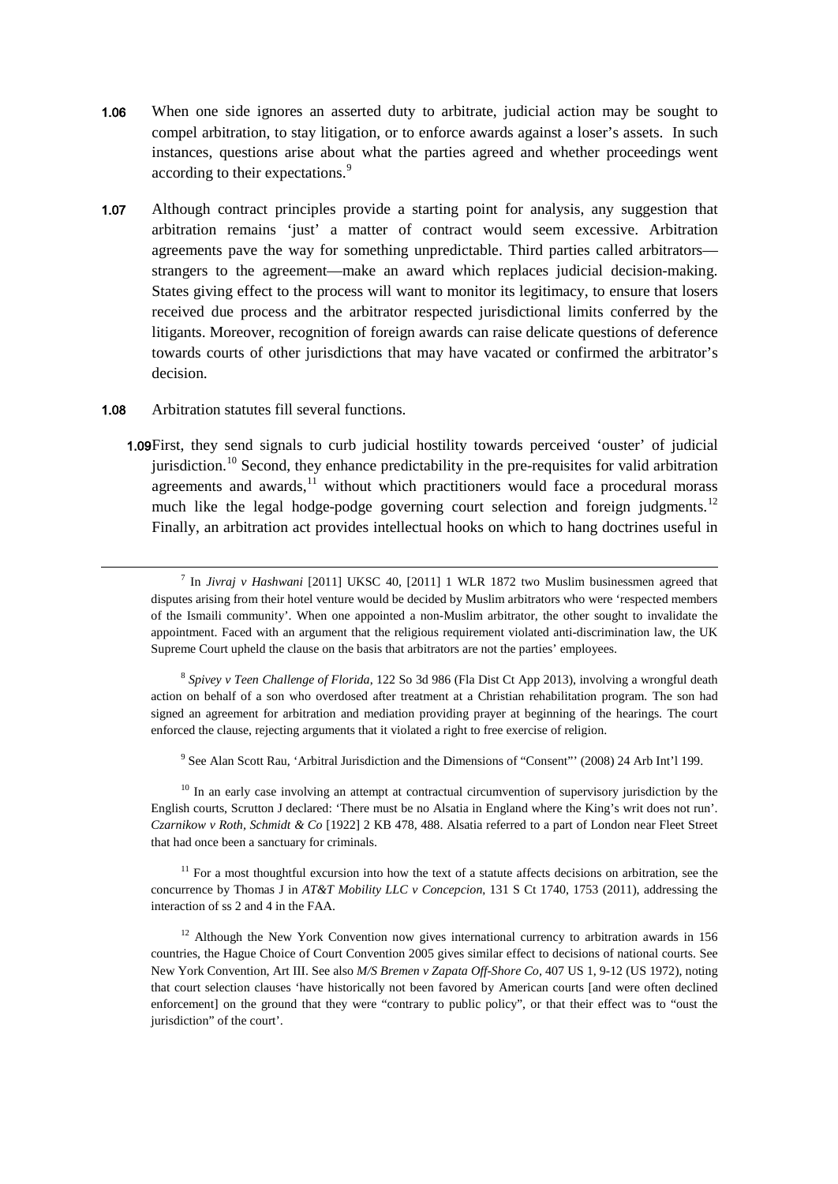**1.06** When one side ignores an asserted duty to arbitrate, judicial action may be sought to compel arbitration, to stay litigation, or to enforce awards against a loser's assets. In such instances, questions arise about what the parties agreed and whether proceedings went according to their expectations.[9]

**1.07** Although contract principles provide a starting point for analysis, any suggestion that arbitration remains 'just' a matter of contract would seem excessive. Arbitration agreements pave the way for something unpredictable. Third parties called arbitrators—strangers to the agreement—make an award which replaces judicial decision-making. States giving effect to the process will want to monitor its legitimacy, to ensure that losers received due process and the arbitrator respected jurisdictional limits conferred by the litigants. Moreover, recognition of foreign awards can raise delicate questions of deference towards courts of other jurisdictions that may have vacated or confirmed the arbitrator's decision.

**1.08** Arbitration statutes fill several functions.

**1.09** First, they send signals to curb judicial hostility towards perceived 'ouster' of judicial jurisdiction.[10] Second, they enhance predictability in the pre-requisites for valid arbitration agreements and awards,[11] without which practitioners would face a procedural morass much like the legal hodge-podge governing court selection and foreign judgments.[12] Finally, an arbitration act provides intellectual hooks on which to hang doctrines useful in

---

[7] In *Jivraj v Hashwani* [2011] UKSC 40, [2011] 1 WLR 1872 two Muslim businessmen agreed that disputes arising from their hotel venture would be decided by Muslim arbitrators who were 'respected members of the Ismaili community'. When one appointed a non-Muslim arbitrator, the other sought to invalidate the appointment. Faced with an argument that the religious requirement violated anti-discrimination law, the UK Supreme Court upheld the clause on the basis that arbitrators are not the parties' employees.

[8] *Spivey v Teen Challenge of Florida*, 122 So 3d 986 (Fla Dist Ct App 2013), involving a wrongful death action on behalf of a son who overdosed after treatment at a Christian rehabilitation program. The son had signed an agreement for arbitration and mediation providing prayer at beginning of the hearings. The court enforced the clause, rejecting arguments that it violated a right to free exercise of religion.

[9] See Alan Scott Rau, 'Arbitral Jurisdiction and the Dimensions of "Consent"' (2008) 24 Arb Int'l 199.

[10] In an early case involving an attempt at contractual circumvention of supervisory jurisdiction by the English courts, Scrutton J declared: 'There must be no Alsatia in England where the King's writ does not run'. *Czarnikow v Roth, Schmidt & Co* [1922] 2 KB 478, 488. Alsatia referred to a part of London near Fleet Street that had once been a sanctuary for criminals.

[11] For a most thoughtful excursion into how the text of a statute affects decisions on arbitration, see the concurrence by Thomas J in *AT&T Mobility LLC v Concepcion*, 131 S Ct 1740, 1753 (2011), addressing the interaction of ss 2 and 4 in the FAA.

[12] Although the New York Convention now gives international currency to arbitration awards in 156 countries, the Hague Choice of Court Convention 2005 gives similar effect to decisions of national courts. See New York Convention, Art III. See also *M/S Bremen v Zapata Off-Shore Co*, 407 US 1, 9-12 (US 1972), noting that court selection clauses 'have historically not been favored by American courts [and were often declined enforcement] on the ground that they were "contrary to public policy", or that their effect was to "oust the jurisdiction" of the court'.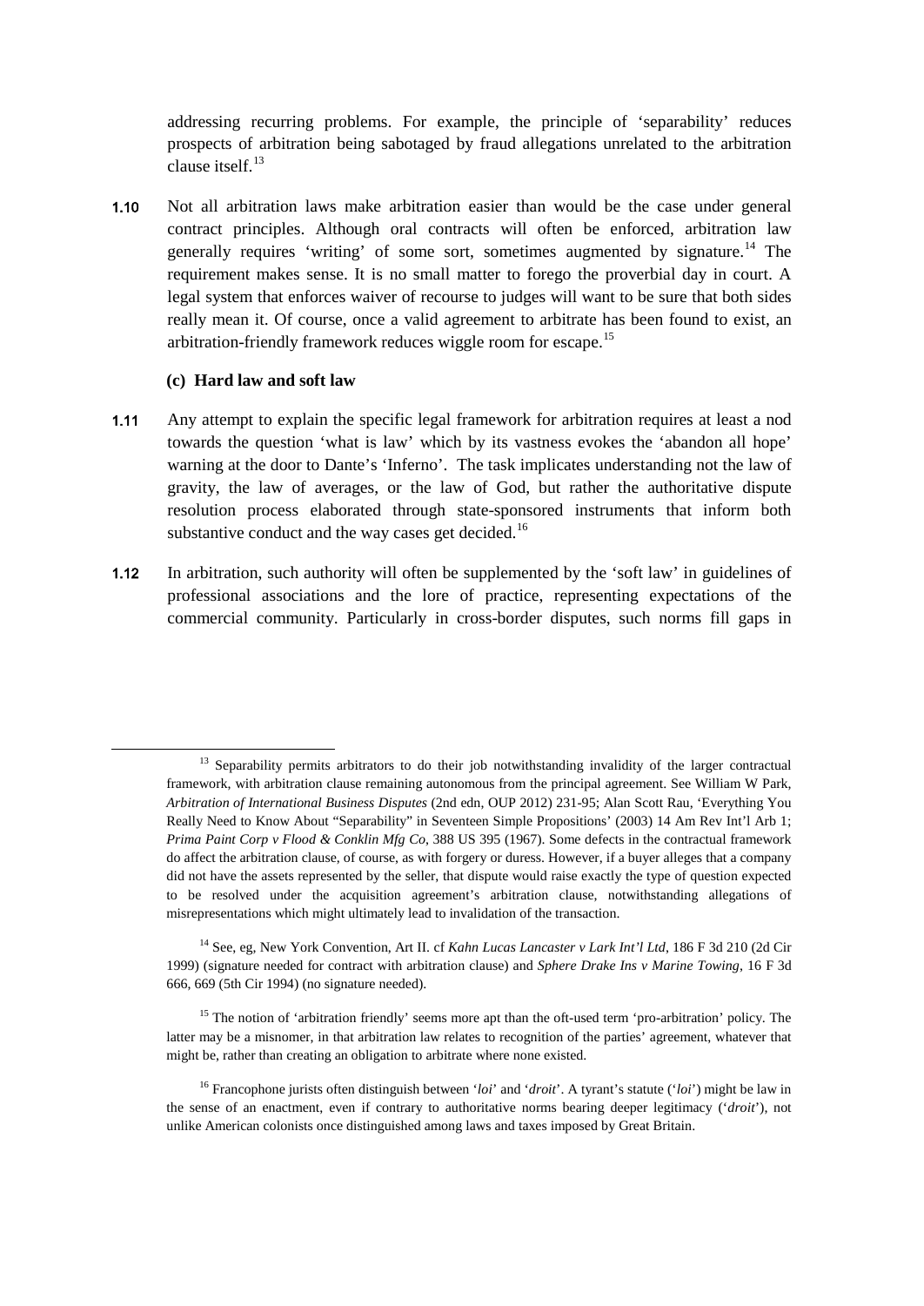addressing recurring problems. For example, the principle of 'separability' reduces prospects of arbitration being sabotaged by fraud allegations unrelated to the arbitration clause itself.[13]

**1.10** Not all arbitration laws make arbitration easier than would be the case under general contract principles. Although oral contracts will often be enforced, arbitration law generally requires 'writing' of some sort, sometimes augmented by signature.[14] The requirement makes sense. It is no small matter to forego the proverbial day in court. A legal system that enforces waiver of recourse to judges will want to be sure that both sides really mean it. Of course, once a valid agreement to arbitrate has been found to exist, an arbitration-friendly framework reduces wiggle room for escape.[15]

### (c) Hard law and soft law

**1.11** Any attempt to explain the specific legal framework for arbitration requires at least a nod towards the question 'what is law' which by its vastness evokes the 'abandon all hope' warning at the door to Dante's 'Inferno'. The task implicates understanding not the law of gravity, the law of averages, or the law of God, but rather the authoritative dispute resolution process elaborated through state-sponsored instruments that inform both substantive conduct and the way cases get decided.[16]

**1.12** In arbitration, such authority will often be supplemented by the 'soft law' in guidelines of professional associations and the lore of practice, representing expectations of the commercial community. Particularly in cross-border disputes, such norms fill gaps in

---

[13] Separability permits arbitrators to do their job notwithstanding invalidity of the larger contractual framework, with arbitration clause remaining autonomous from the principal agreement. See William W Park, *Arbitration of International Business Disputes* (2nd edn, OUP 2012) 231-95; Alan Scott Rau, 'Everything You Really Need to Know About "Separability" in Seventeen Simple Propositions' (2003) 14 Am Rev Int'l Arb 1; *Prima Paint Corp v Flood & Conklin Mfg Co*, 388 US 395 (1967). Some defects in the contractual framework do affect the arbitration clause, of course, as with forgery or duress. However, if a buyer alleges that a company did not have the assets represented by the seller, that dispute would raise exactly the type of question expected to be resolved under the acquisition agreement's arbitration clause, notwithstanding allegations of misrepresentations which might ultimately lead to invalidation of the transaction.

[14] See, eg, New York Convention, Art II. cf *Kahn Lucas Lancaster v Lark Int'l Ltd*, 186 F 3d 210 (2d Cir 1999) (signature needed for contract with arbitration clause) and *Sphere Drake Ins v Marine Towing*, 16 F 3d 666, 669 (5th Cir 1994) (no signature needed).

[15] The notion of 'arbitration friendly' seems more apt than the oft-used term 'pro-arbitration' policy. The latter may be a misnomer, in that arbitration law relates to recognition of the parties' agreement, whatever that might be, rather than creating an obligation to arbitrate where none existed.

[16] Francophone jurists often distinguish between '*loi*' and '*droit*'. A tyrant's statute ('*loi*') might be law in the sense of an enactment, even if contrary to authoritative norms bearing deeper legitimacy ('*droit*'), not unlike American colonists once distinguished among laws and taxes imposed by Great Britain.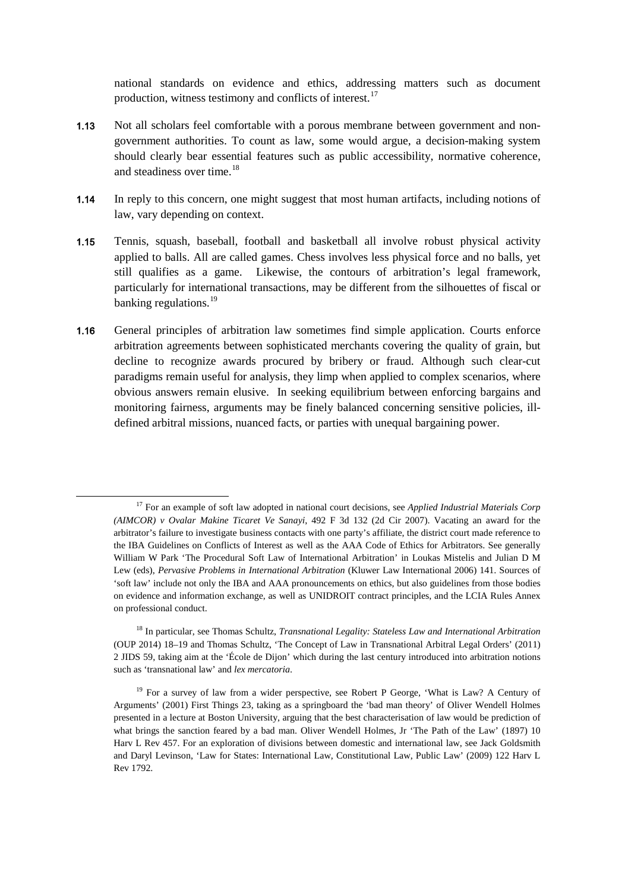national standards on evidence and ethics, addressing matters such as document production, witness testimony and conflicts of interest.[17]

**1.13** Not all scholars feel comfortable with a porous membrane between government and non-government authorities. To count as law, some would argue, a decision-making system should clearly bear essential features such as public accessibility, normative coherence, and steadiness over time.[18]

**1.14** In reply to this concern, one might suggest that most human artifacts, including notions of law, vary depending on context.

**1.15** Tennis, squash, baseball, football and basketball all involve robust physical activity applied to balls. All are called games. Chess involves less physical force and no balls, yet still qualifies as a game. Likewise, the contours of arbitration's legal framework, particularly for international transactions, may be different from the silhouettes of fiscal or banking regulations.[19]

**1.16** General principles of arbitration law sometimes find simple application. Courts enforce arbitration agreements between sophisticated merchants covering the quality of grain, but decline to recognize awards procured by bribery or fraud. Although such clear-cut paradigms remain useful for analysis, they limp when applied to complex scenarios, where obvious answers remain elusive. In seeking equilibrium between enforcing bargains and monitoring fairness, arguments may be finely balanced concerning sensitive policies, ill-defined arbitral missions, nuanced facts, or parties with unequal bargaining power.

---

[17] For an example of soft law adopted in national court decisions, see *Applied Industrial Materials Corp (AIMCOR) v Ovalar Makine Ticaret Ve Sanayi*, 492 F 3d 132 (2d Cir 2007). Vacating an award for the arbitrator's failure to investigate business contacts with one party's affiliate, the district court made reference to the IBA Guidelines on Conflicts of Interest as well as the AAA Code of Ethics for Arbitrators. See generally William W Park 'The Procedural Soft Law of International Arbitration' in Loukas Mistelis and Julian D M Lew (eds), *Pervasive Problems in International Arbitration* (Kluwer Law International 2006) 141. Sources of 'soft law' include not only the IBA and AAA pronouncements on ethics, but also guidelines from those bodies on evidence and information exchange, as well as UNIDROIT contract principles, and the LCIA Rules Annex on professional conduct.

[18] In particular, see Thomas Schultz, *Transnational Legality: Stateless Law and International Arbitration* (OUP 2014) 18–19 and Thomas Schultz, 'The Concept of Law in Transnational Arbitral Legal Orders' (2011) 2 JIDS 59, taking aim at the 'École de Dijon' which during the last century introduced into arbitration notions such as 'transnational law' and *lex mercatoria*.

[19] For a survey of law from a wider perspective, see Robert P George, 'What is Law? A Century of Arguments' (2001) First Things 23, taking as a springboard the 'bad man theory' of Oliver Wendell Holmes presented in a lecture at Boston University, arguing that the best characterisation of law would be prediction of what brings the sanction feared by a bad man. Oliver Wendell Holmes, Jr 'The Path of the Law' (1897) 10 Harv L Rev 457. For an exploration of divisions between domestic and international law, see Jack Goldsmith and Daryl Levinson, 'Law for States: International Law, Constitutional Law, Public Law' (2009) 122 Harv L Rev 1792.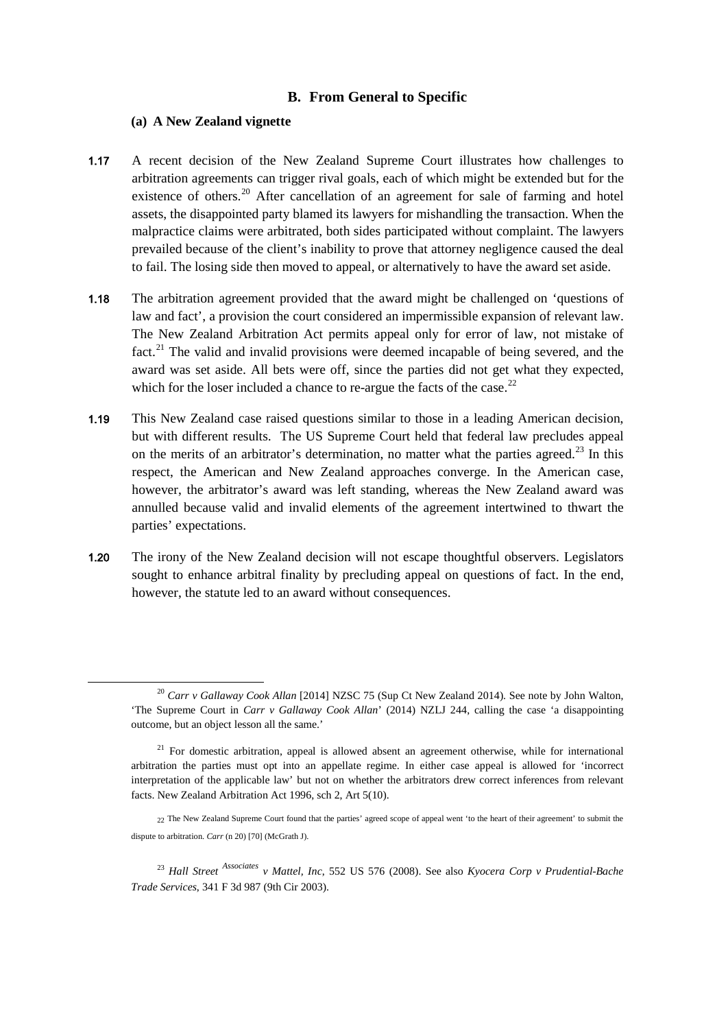## B. From General to Specific

### (a) A New Zealand vignette

**1.17** A recent decision of the New Zealand Supreme Court illustrates how challenges to arbitration agreements can trigger rival goals, each of which might be extended but for the existence of others.[20] After cancellation of an agreement for sale of farming and hotel assets, the disappointed party blamed its lawyers for mishandling the transaction. When the malpractice claims were arbitrated, both sides participated without complaint. The lawyers prevailed because of the client's inability to prove that attorney negligence caused the deal to fail. The losing side then moved to appeal, or alternatively to have the award set aside.

**1.18** The arbitration agreement provided that the award might be challenged on 'questions of law and fact', a provision the court considered an impermissible expansion of relevant law. The New Zealand Arbitration Act permits appeal only for error of law, not mistake of fact.[21] The valid and invalid provisions were deemed incapable of being severed, and the award was set aside. All bets were off, since the parties did not get what they expected, which for the loser included a chance to re-argue the facts of the case.[22]

**1.19** This New Zealand case raised questions similar to those in a leading American decision, but with different results. The US Supreme Court held that federal law precludes appeal on the merits of an arbitrator's determination, no matter what the parties agreed.[23] In this respect, the American and New Zealand approaches converge. In the American case, however, the arbitrator's award was left standing, whereas the New Zealand award was annulled because valid and invalid elements of the agreement intertwined to thwart the parties' expectations.

**1.20** The irony of the New Zealand decision will not escape thoughtful observers. Legislators sought to enhance arbitral finality by precluding appeal on questions of fact. In the end, however, the statute led to an award without consequences.

---

[20] *Carr v Gallaway Cook Allan* [2014] NZSC 75 (Sup Ct New Zealand 2014). See note by John Walton, 'The Supreme Court in *Carr v Gallaway Cook Allan*' (2014) NZLJ 244, calling the case 'a disappointing outcome, but an object lesson all the same.'

[21] For domestic arbitration, appeal is allowed absent an agreement otherwise, while for international arbitration the parties must opt into an appellate regime. In either case appeal is allowed for 'incorrect interpretation of the applicable law' but not on whether the arbitrators drew correct inferences from relevant facts. New Zealand Arbitration Act 1996, sch 2, Art 5(10).

[22] The New Zealand Supreme Court found that the parties' agreed scope of appeal went 'to the heart of their agreement' to submit the dispute to arbitration. *Carr* (n 20) [70] (McGrath J).

[23] *Hall Street Associates v Mattel, Inc*, 552 US 576 (2008). See also *Kyocera Corp v Prudential-Bache Trade Services*, 341 F 3d 987 (9th Cir 2003).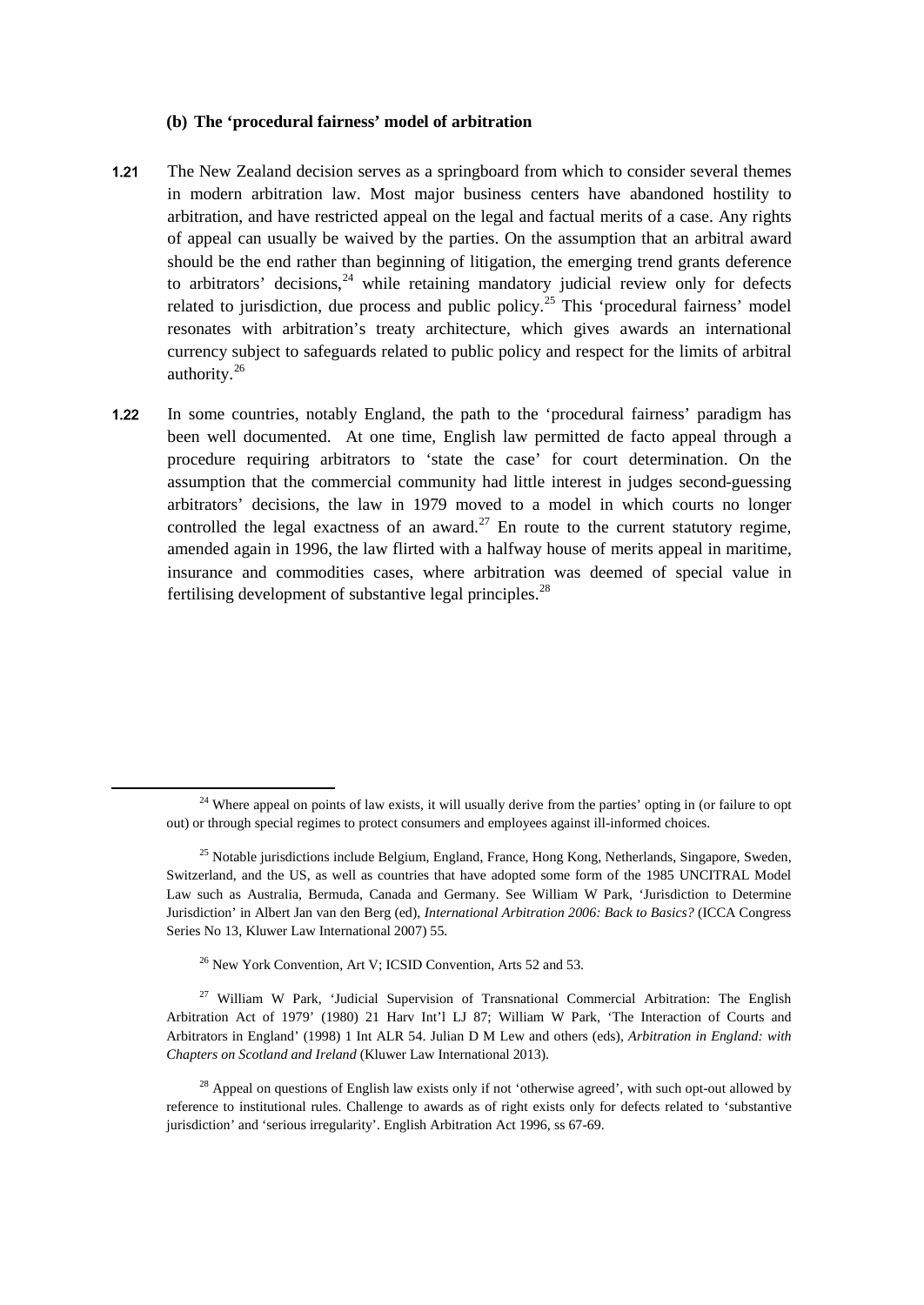### (b) The 'procedural fairness' model of arbitration

**1.21** The New Zealand decision serves as a springboard from which to consider several themes in modern arbitration law. Most major business centers have abandoned hostility to arbitration, and have restricted appeal on the legal and factual merits of a case. Any rights of appeal can usually be waived by the parties. On the assumption that an arbitral award should be the end rather than beginning of litigation, the emerging trend grants deference to arbitrators' decisions,[24] while retaining mandatory judicial review only for defects related to jurisdiction, due process and public policy.[25] This 'procedural fairness' model resonates with arbitration's treaty architecture, which gives awards an international currency subject to safeguards related to public policy and respect for the limits of arbitral authority.[26]

**1.22** In some countries, notably England, the path to the 'procedural fairness' paradigm has been well documented. At one time, English law permitted de facto appeal through a procedure requiring arbitrators to 'state the case' for court determination. On the assumption that the commercial community had little interest in judges second-guessing arbitrators' decisions, the law in 1979 moved to a model in which courts no longer controlled the legal exactness of an award.[27] En route to the current statutory regime, amended again in 1996, the law flirted with a halfway house of merits appeal in maritime, insurance and commodities cases, where arbitration was deemed of special value in fertilising development of substantive legal principles.[28]

---

[24] Where appeal on points of law exists, it will usually derive from the parties' opting in (or failure to opt out) or through special regimes to protect consumers and employees against ill-informed choices.

[25] Notable jurisdictions include Belgium, England, France, Hong Kong, Netherlands, Singapore, Sweden, Switzerland, and the US, as well as countries that have adopted some form of the 1985 UNCITRAL Model Law such as Australia, Bermuda, Canada and Germany. See William W Park, 'Jurisdiction to Determine Jurisdiction' in Albert Jan van den Berg (ed), *International Arbitration 2006: Back to Basics?* (ICCA Congress Series No 13, Kluwer Law International 2007) 55.

[26] New York Convention, Art V; ICSID Convention, Arts 52 and 53.

[27] William W Park, 'Judicial Supervision of Transnational Commercial Arbitration: The English Arbitration Act of 1979' (1980) 21 Harv Int'l LJ 87; William W Park, 'The Interaction of Courts and Arbitrators in England' (1998) 1 Int ALR 54. Julian D M Lew and others (eds), *Arbitration in England: with Chapters on Scotland and Ireland* (Kluwer Law International 2013).

[28] Appeal on questions of English law exists only if not 'otherwise agreed', with such opt-out allowed by reference to institutional rules. Challenge to awards as of right exists only for defects related to 'substantive jurisdiction' and 'serious irregularity'. English Arbitration Act 1996, ss 67-69.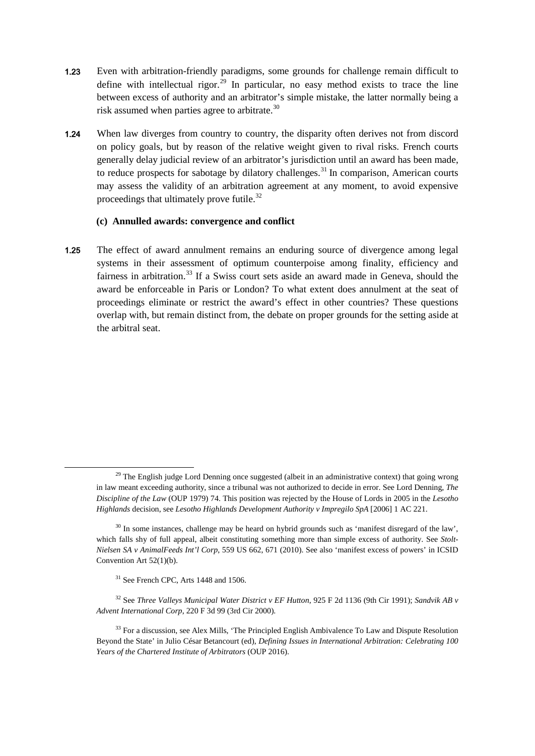**1.23** Even with arbitration-friendly paradigms, some grounds for challenge remain difficult to define with intellectual rigor.[29] In particular, no easy method exists to trace the line between excess of authority and an arbitrator's simple mistake, the latter normally being a risk assumed when parties agree to arbitrate.[30]

**1.24** When law diverges from country to country, the disparity often derives not from discord on policy goals, but by reason of the relative weight given to rival risks. French courts generally delay judicial review of an arbitrator's jurisdiction until an award has been made, to reduce prospects for sabotage by dilatory challenges.[31] In comparison, American courts may assess the validity of an arbitration agreement at any moment, to avoid expensive proceedings that ultimately prove futile.[32]

### (c) Annulled awards: convergence and conflict

**1.25** The effect of award annulment remains an enduring source of divergence among legal systems in their assessment of optimum counterpoise among finality, efficiency and fairness in arbitration.[33] If a Swiss court sets aside an award made in Geneva, should the award be enforceable in Paris or London? To what extent does annulment at the seat of proceedings eliminate or restrict the award's effect in other countries? These questions overlap with, but remain distinct from, the debate on proper grounds for the setting aside at the arbitral seat.

---

[29] The English judge Lord Denning once suggested (albeit in an administrative context) that going wrong in law meant exceeding authority, since a tribunal was not authorized to decide in error. See Lord Denning, *The Discipline of the Law* (OUP 1979) 74. This position was rejected by the House of Lords in 2005 in the *Lesotho Highlands* decision, see *Lesotho Highlands Development Authority v Impregilo SpA* [2006] 1 AC 221.

[30] In some instances, challenge may be heard on hybrid grounds such as 'manifest disregard of the law', which falls shy of full appeal, albeit constituting something more than simple excess of authority. See *Stolt-Nielsen SA v AnimalFeeds Int'l Corp*, 559 US 662, 671 (2010). See also 'manifest excess of powers' in ICSID Convention Art 52(1)(b).

[31] See French CPC, Arts 1448 and 1506.

[32] See *Three Valleys Municipal Water District v EF Hutton*, 925 F 2d 1136 (9th Cir 1991); *Sandvik AB v Advent International Corp*, 220 F 3d 99 (3rd Cir 2000).

[33] For a discussion, see Alex Mills, 'The Principled English Ambivalence To Law and Dispute Resolution Beyond the State' in Julio César Betancourt (ed), *Defining Issues in International Arbitration: Celebrating 100 Years of the Chartered Institute of Arbitrators* (OUP 2016).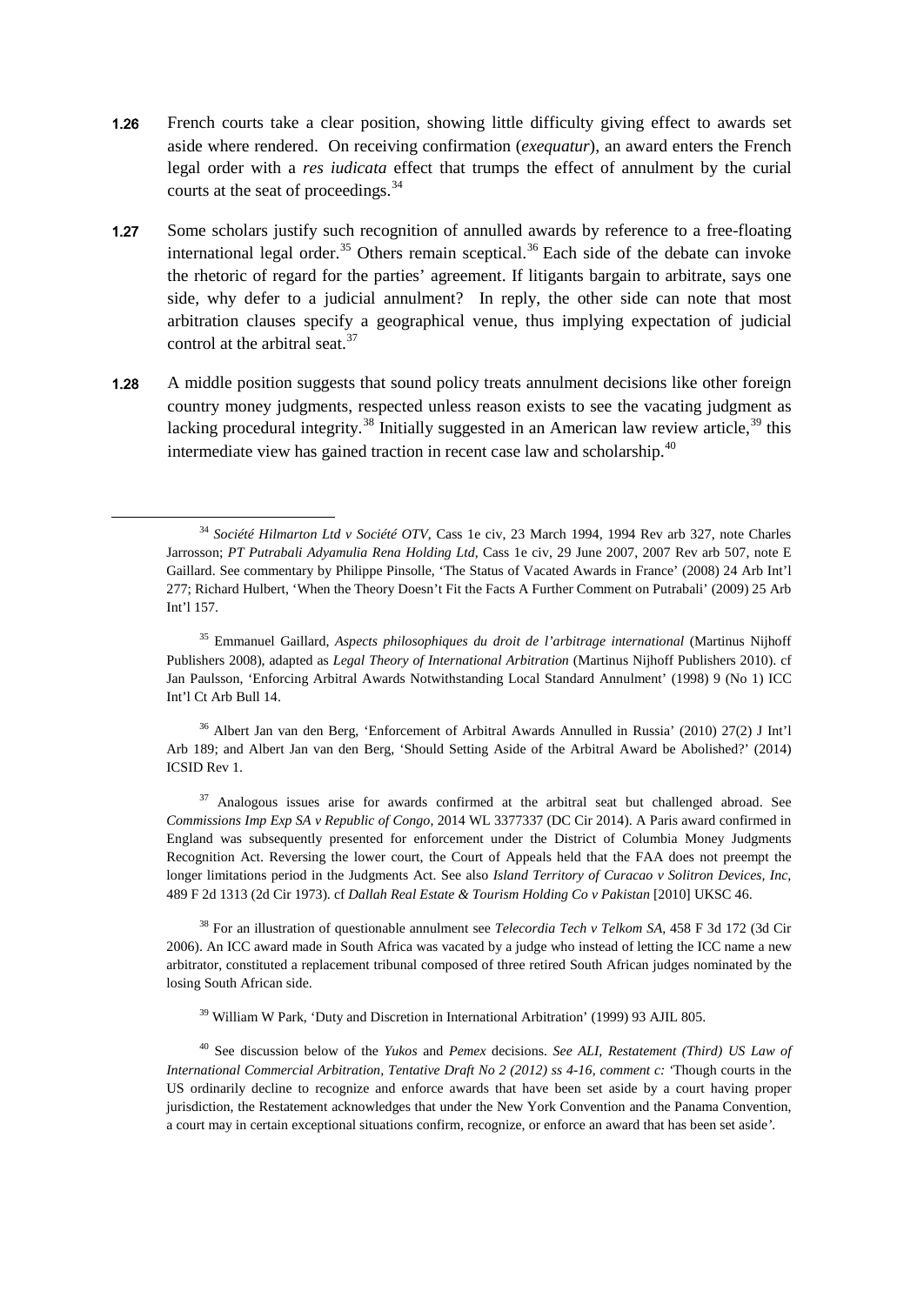**1.26** French courts take a clear position, showing little difficulty giving effect to awards set aside where rendered. On receiving confirmation (*exequatur*), an award enters the French legal order with a *res iudicata* effect that trumps the effect of annulment by the curial courts at the seat of proceedings.[34]

**1.27** Some scholars justify such recognition of annulled awards by reference to a free-floating international legal order.[35] Others remain sceptical.[36] Each side of the debate can invoke the rhetoric of regard for the parties' agreement. If litigants bargain to arbitrate, says one side, why defer to a judicial annulment? In reply, the other side can note that most arbitration clauses specify a geographical venue, thus implying expectation of judicial control at the arbitral seat.[37]

**1.28** A middle position suggests that sound policy treats annulment decisions like other foreign country money judgments, respected unless reason exists to see the vacating judgment as lacking procedural integrity.[38] Initially suggested in an American law review article,[39] this intermediate view has gained traction in recent case law and scholarship.[40]

---

[34] *Société Hilmarton Ltd v Société OTV*, Cass 1e civ, 23 March 1994, 1994 Rev arb 327, note Charles Jarrosson; *PT Putrabali Adyamulia Rena Holding Ltd*, Cass 1e civ, 29 June 2007, 2007 Rev arb 507, note E Gaillard. See commentary by Philippe Pinsolle, 'The Status of Vacated Awards in France' (2008) 24 Arb Int'l 277; Richard Hulbert, 'When the Theory Doesn't Fit the Facts A Further Comment on Putrabali' (2009) 25 Arb Int'l 157.

[35] Emmanuel Gaillard, *Aspects philosophiques du droit de l'arbitrage international* (Martinus Nijhoff Publishers 2008), adapted as *Legal Theory of International Arbitration* (Martinus Nijhoff Publishers 2010). cf Jan Paulsson, 'Enforcing Arbitral Awards Notwithstanding Local Standard Annulment' (1998) 9 (No 1) ICC Int'l Ct Arb Bull 14.

[36] Albert Jan van den Berg, 'Enforcement of Arbitral Awards Annulled in Russia' (2010) 27(2) J Int'l Arb 189; and Albert Jan van den Berg, 'Should Setting Aside of the Arbitral Award be Abolished?' (2014) ICSID Rev 1.

[37] Analogous issues arise for awards confirmed at the arbitral seat but challenged abroad. See *Commissions Imp Exp SA v Republic of Congo*, 2014 WL 3377337 (DC Cir 2014). A Paris award confirmed in England was subsequently presented for enforcement under the District of Columbia Money Judgments Recognition Act. Reversing the lower court, the Court of Appeals held that the FAA does not preempt the longer limitations period in the Judgments Act. See also *Island Territory of Curacao v Solitron Devices, Inc,* 489 F 2d 1313 (2d Cir 1973). cf *Dallah Real Estate & Tourism Holding Co v Pakistan* [2010] UKSC 46.

[38] For an illustration of questionable annulment see *Telecordia Tech v Telkom SA*, 458 F 3d 172 (3d Cir 2006). An ICC award made in South Africa was vacated by a judge who instead of letting the ICC name a new arbitrator, constituted a replacement tribunal composed of three retired South African judges nominated by the losing South African side.

[39] William W Park, 'Duty and Discretion in International Arbitration' (1999) 93 AJIL 805.

[40] See discussion below of the *Yukos* and *Pemex* decisions. *See ALI, Restatement (Third) US Law of International Commercial Arbitration, Tentative Draft No 2 (2012) ss 4-16, comment c:* 'Though courts in the US ordinarily decline to recognize and enforce awards that have been set aside by a court having proper jurisdiction, the Restatement acknowledges that under the New York Convention and the Panama Convention, a court may in certain exceptional situations confirm, recognize, or enforce an award that has been set aside*'.*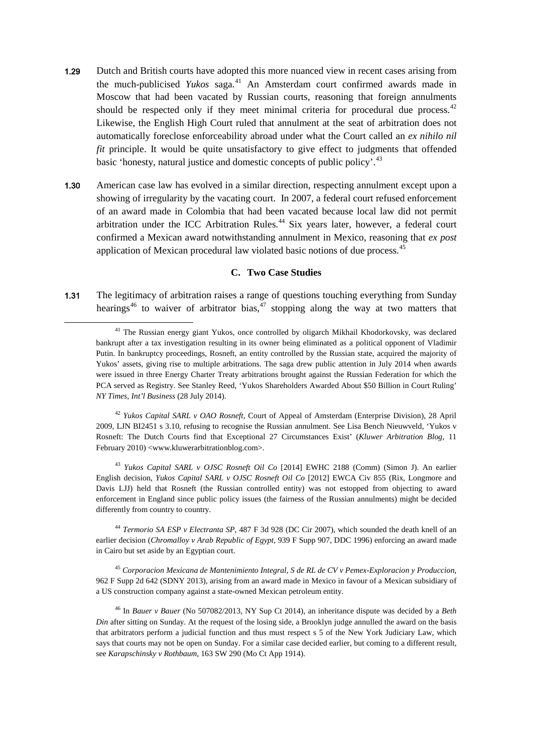**1.29** Dutch and British courts have adopted this more nuanced view in recent cases arising from the much-publicised *Yukos* saga.[41] An Amsterdam court confirmed awards made in Moscow that had been vacated by Russian courts, reasoning that foreign annulments should be respected only if they meet minimal criteria for procedural due process.[42] Likewise, the English High Court ruled that annulment at the seat of arbitration does not automatically foreclose enforceability abroad under what the Court called an *ex nihilo nil fit* principle. It would be quite unsatisfactory to give effect to judgments that offended basic 'honesty, natural justice and domestic concepts of public policy'.[43]

**1.30** American case law has evolved in a similar direction, respecting annulment except upon a showing of irregularity by the vacating court. In 2007, a federal court refused enforcement of an award made in Colombia that had been vacated because local law did not permit arbitration under the ICC Arbitration Rules.[44] Six years later, however, a federal court confirmed a Mexican award notwithstanding annulment in Mexico, reasoning that *ex post* application of Mexican procedural law violated basic notions of due process.[45]

### C. Two Case Studies

**1.31** The legitimacy of arbitration raises a range of questions touching everything from Sunday hearings[46] to waiver of arbitrator bias,[47] stopping along the way at two matters that

---

[41] The Russian energy giant Yukos, once controlled by oligarch Mikhail Khodorkovsky, was declared bankrupt after a tax investigation resulting in its owner being eliminated as a political opponent of Vladimir Putin. In bankruptcy proceedings, Rosneft, an entity controlled by the Russian state, acquired the majority of Yukos' assets, giving rise to multiple arbitrations. The saga drew public attention in July 2014 when awards were issued in three Energy Charter Treaty arbitrations brought against the Russian Federation for which the PCA served as Registry. See Stanley Reed, 'Yukos Shareholders Awarded About $50 Billion in Court Ruling' *NY Times, Int'l Business* (28 July 2014).

[42] *Yukos Capital SARL v OAO Rosneft*, Court of Appeal of Amsterdam (Enterprise Division), 28 April 2009, LJN BI2451 s 3.10, refusing to recognise the Russian annulment. See Lisa Bench Nieuwveld, 'Yukos v Rosneft: The Dutch Courts find that Exceptional 27 Circumstances Exist' (*Kluwer Arbitration Blog*, 11 February 2010) <www.kluwerarbitrationblog.com>.

[43] *Yukos Capital SARL v OJSC Rosneft Oil Co* [2014] EWHC 2188 (Comm) (Simon J). An earlier English decision, *Yukos Capital SARL v OJSC Rosneft Oil Co* [2012] EWCA Civ 855 (Rix, Longmore and Davis LJJ) held that Rosneft (the Russian controlled entity) was not estopped from objecting to award enforcement in England since public policy issues (the fairness of the Russian annulments) might be decided differently from country to country.

[44] *Termorio SA ESP v Electranta SP*, 487 F 3d 928 (DC Cir 2007), which sounded the death knell of an earlier decision (*Chromalloy v Arab Republic of Egypt*, 939 F Supp 907, DDC 1996) enforcing an award made in Cairo but set aside by an Egyptian court.

[45] *Corporacion Mexicana de Mantenimiento Integral, S de RL de CV v Pemex-Exploracion y Produccion*, 962 F Supp 2d 642 (SDNY 2013), arising from an award made in Mexico in favour of a Mexican subsidiary of a US construction company against a state-owned Mexican petroleum entity.

[46] In *Bauer v Bauer* (No 507082/2013, NY Sup Ct 2014), an inheritance dispute was decided by a *Beth Din* after sitting on Sunday. At the request of the losing side, a Brooklyn judge annulled the award on the basis that arbitrators perform a judicial function and thus must respect s 5 of the New York Judiciary Law, which says that courts may not be open on Sunday. For a similar case decided earlier, but coming to a different result, see *Karapschinsky v Rothbaum*, 163 SW 290 (Mo Ct App 1914).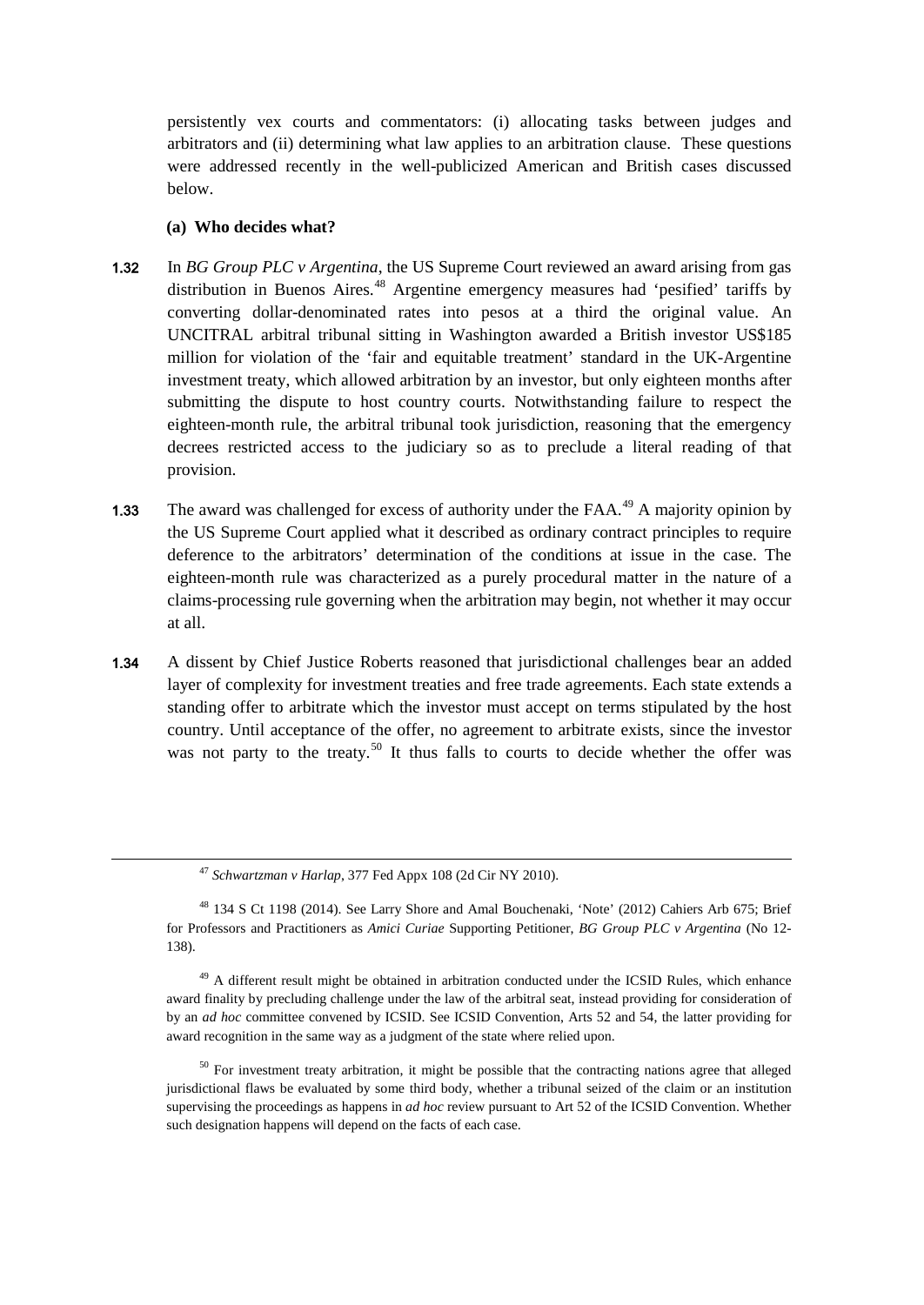persistently vex courts and commentators: (i) allocating tasks between judges and arbitrators and (ii) determining what law applies to an arbitration clause. These questions were addressed recently in the well-publicized American and British cases discussed below.

**(a) Who decides what?**

**1.32** In *BG Group PLC v Argentina*, the US Supreme Court reviewed an award arising from gas distribution in Buenos Aires.[48] Argentine emergency measures had 'pesified' tariffs by converting dollar-denominated rates into pesos at a third the original value. An UNCITRAL arbitral tribunal sitting in Washington awarded a British investor US$185 million for violation of the 'fair and equitable treatment' standard in the UK-Argentine investment treaty, which allowed arbitration by an investor, but only eighteen months after submitting the dispute to host country courts. Notwithstanding failure to respect the eighteen-month rule, the arbitral tribunal took jurisdiction, reasoning that the emergency decrees restricted access to the judiciary so as to preclude a literal reading of that provision.

**1.33** The award was challenged for excess of authority under the FAA.[49] A majority opinion by the US Supreme Court applied what it described as ordinary contract principles to require deference to the arbitrators' determination of the conditions at issue in the case. The eighteen-month rule was characterized as a purely procedural matter in the nature of a claims-processing rule governing when the arbitration may begin, not whether it may occur at all.

**1.34** A dissent by Chief Justice Roberts reasoned that jurisdictional challenges bear an added layer of complexity for investment treaties and free trade agreements. Each state extends a standing offer to arbitrate which the investor must accept on terms stipulated by the host country. Until acceptance of the offer, no agreement to arbitrate exists, since the investor was not party to the treaty.[50] It thus falls to courts to decide whether the offer was

---

[47] *Schwartzman v Harlap*, 377 Fed Appx 108 (2d Cir NY 2010).

[48] 134 S Ct 1198 (2014). See Larry Shore and Amal Bouchenaki, 'Note' (2012) Cahiers Arb 675; Brief for Professors and Practitioners as *Amici Curiae* Supporting Petitioner, *BG Group PLC v Argentina* (No 12-138).

[49] A different result might be obtained in arbitration conducted under the ICSID Rules, which enhance award finality by precluding challenge under the law of the arbitral seat, instead providing for consideration of by an *ad hoc* committee convened by ICSID. See ICSID Convention, Arts 52 and 54, the latter providing for award recognition in the same way as a judgment of the state where relied upon.

[50] For investment treaty arbitration, it might be possible that the contracting nations agree that alleged jurisdictional flaws be evaluated by some third body, whether a tribunal seized of the claim or an institution supervising the proceedings as happens in *ad hoc* review pursuant to Art 52 of the ICSID Convention. Whether such designation happens will depend on the facts of each case.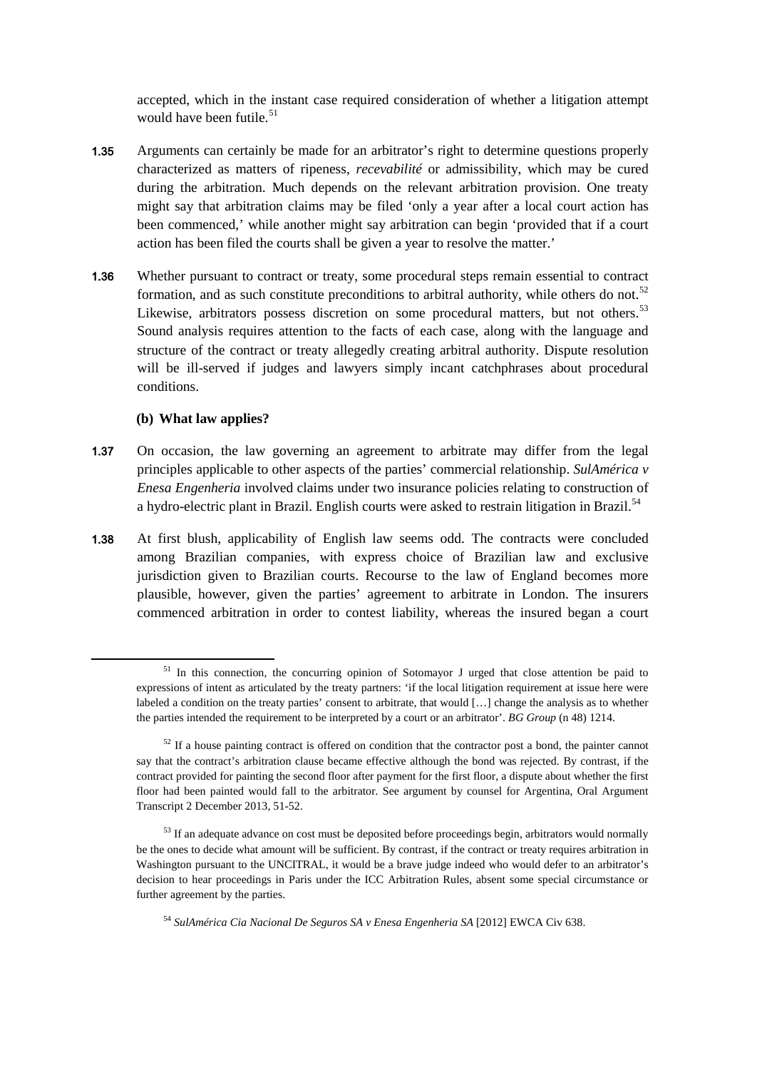accepted, which in the instant case required consideration of whether a litigation attempt would have been futile.[51]

**1.35** Arguments can certainly be made for an arbitrator's right to determine questions properly characterized as matters of ripeness, *recevabilité* or admissibility, which may be cured during the arbitration. Much depends on the relevant arbitration provision. One treaty might say that arbitration claims may be filed 'only a year after a local court action has been commenced,' while another might say arbitration can begin 'provided that if a court action has been filed the courts shall be given a year to resolve the matter.'

**1.36** Whether pursuant to contract or treaty, some procedural steps remain essential to contract formation, and as such constitute preconditions to arbitral authority, while others do not.[52] Likewise, arbitrators possess discretion on some procedural matters, but not others.[53] Sound analysis requires attention to the facts of each case, along with the language and structure of the contract or treaty allegedly creating arbitral authority. Dispute resolution will be ill-served if judges and lawyers simply incant catchphrases about procedural conditions.

### (b) What law applies?

**1.37** On occasion, the law governing an agreement to arbitrate may differ from the legal principles applicable to other aspects of the parties' commercial relationship. *SulAmérica v Enesa Engenheria* involved claims under two insurance policies relating to construction of a hydro-electric plant in Brazil. English courts were asked to restrain litigation in Brazil.[54]

**1.38** At first blush, applicability of English law seems odd. The contracts were concluded among Brazilian companies, with express choice of Brazilian law and exclusive jurisdiction given to Brazilian courts. Recourse to the law of England becomes more plausible, however, given the parties' agreement to arbitrate in London. The insurers commenced arbitration in order to contest liability, whereas the insured began a court

---

[51] In this connection, the concurring opinion of Sotomayor J urged that close attention be paid to expressions of intent as articulated by the treaty partners: 'if the local litigation requirement at issue here were labeled a condition on the treaty parties' consent to arbitrate, that would […] change the analysis as to whether the parties intended the requirement to be interpreted by a court or an arbitrator'. *BG Group* (n 48) 1214.

[52] If a house painting contract is offered on condition that the contractor post a bond, the painter cannot say that the contract's arbitration clause became effective although the bond was rejected. By contrast, if the contract provided for painting the second floor after payment for the first floor, a dispute about whether the first floor had been painted would fall to the arbitrator. See argument by counsel for Argentina, Oral Argument Transcript 2 December 2013, 51-52.

[53] If an adequate advance on cost must be deposited before proceedings begin, arbitrators would normally be the ones to decide what amount will be sufficient. By contrast, if the contract or treaty requires arbitration in Washington pursuant to the UNCITRAL, it would be a brave judge indeed who would defer to an arbitrator's decision to hear proceedings in Paris under the ICC Arbitration Rules, absent some special circumstance or further agreement by the parties.

[54] *SulAmérica Cia Nacional De Seguros SA v Enesa Engenheria SA* [2012] EWCA Civ 638.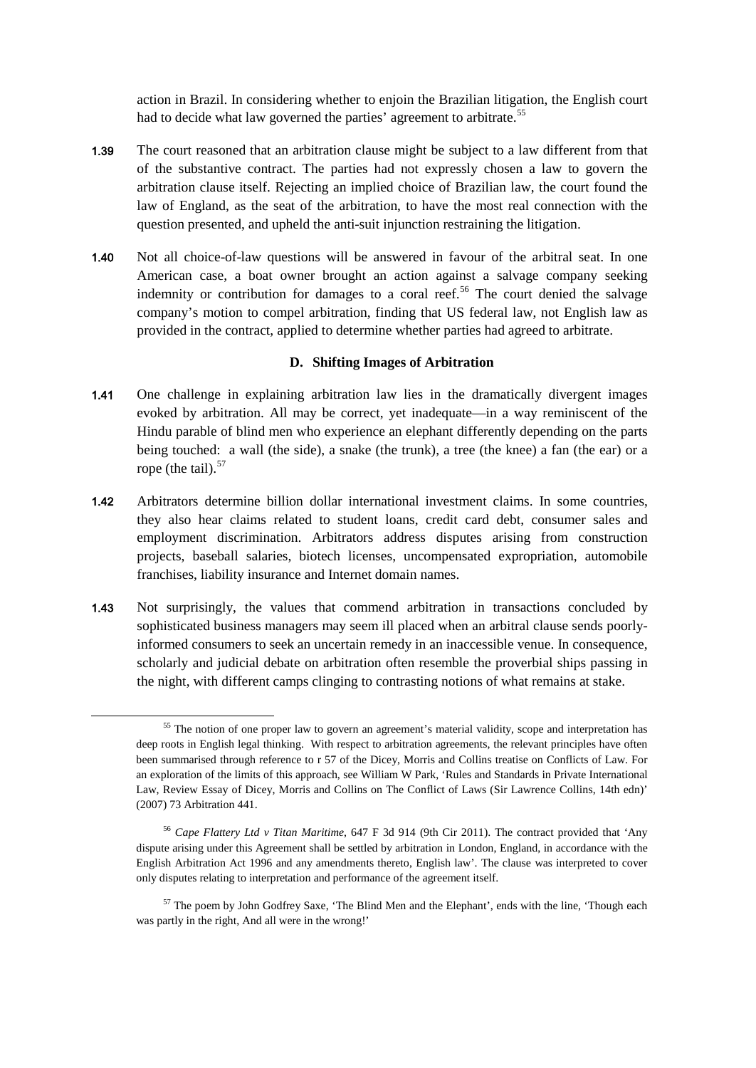action in Brazil. In considering whether to enjoin the Brazilian litigation, the English court had to decide what law governed the parties' agreement to arbitrate.[55]

**1.39** The court reasoned that an arbitration clause might be subject to a law different from that of the substantive contract. The parties had not expressly chosen a law to govern the arbitration clause itself. Rejecting an implied choice of Brazilian law, the court found the law of England, as the seat of the arbitration, to have the most real connection with the question presented, and upheld the anti-suit injunction restraining the litigation.

**1.40** Not all choice-of-law questions will be answered in favour of the arbitral seat. In one American case, a boat owner brought an action against a salvage company seeking indemnity or contribution for damages to a coral reef.[56] The court denied the salvage company's motion to compel arbitration, finding that US federal law, not English law as provided in the contract, applied to determine whether parties had agreed to arbitrate.

### D. Shifting Images of Arbitration

**1.41** One challenge in explaining arbitration law lies in the dramatically divergent images evoked by arbitration. All may be correct, yet inadequate—in a way reminiscent of the Hindu parable of blind men who experience an elephant differently depending on the parts being touched: a wall (the side), a snake (the trunk), a tree (the knee) a fan (the ear) or a rope (the tail).[57]

**1.42** Arbitrators determine billion dollar international investment claims. In some countries, they also hear claims related to student loans, credit card debt, consumer sales and employment discrimination. Arbitrators address disputes arising from construction projects, baseball salaries, biotech licenses, uncompensated expropriation, automobile franchises, liability insurance and Internet domain names.

**1.43** Not surprisingly, the values that commend arbitration in transactions concluded by sophisticated business managers may seem ill placed when an arbitral clause sends poorly-informed consumers to seek an uncertain remedy in an inaccessible venue. In consequence, scholarly and judicial debate on arbitration often resemble the proverbial ships passing in the night, with different camps clinging to contrasting notions of what remains at stake.

---

[55] The notion of one proper law to govern an agreement's material validity, scope and interpretation has deep roots in English legal thinking. With respect to arbitration agreements, the relevant principles have often been summarised through reference to r 57 of the Dicey, Morris and Collins treatise on Conflicts of Law. For an exploration of the limits of this approach, see William W Park, 'Rules and Standards in Private International Law, Review Essay of Dicey, Morris and Collins on The Conflict of Laws (Sir Lawrence Collins, 14th edn)' (2007) 73 Arbitration 441.

[56] *Cape Flattery Ltd v Titan Maritime*, 647 F 3d 914 (9th Cir 2011). The contract provided that 'Any dispute arising under this Agreement shall be settled by arbitration in London, England, in accordance with the English Arbitration Act 1996 and any amendments thereto, English law'. The clause was interpreted to cover only disputes relating to interpretation and performance of the agreement itself.

[57] The poem by John Godfrey Saxe, 'The Blind Men and the Elephant', ends with the line, 'Though each was partly in the right, And all were in the wrong!'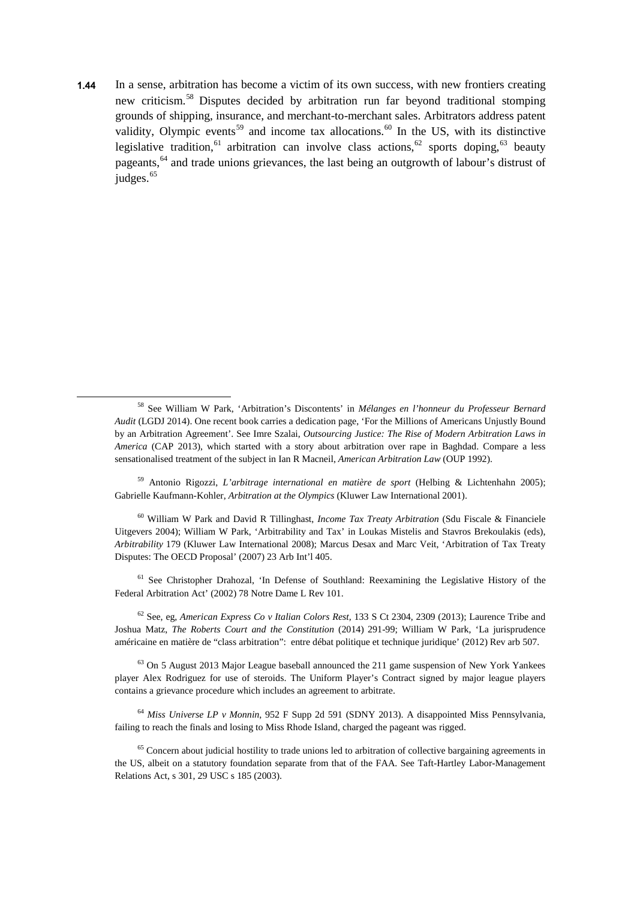**1.44** In a sense, arbitration has become a victim of its own success, with new frontiers creating new criticism.[58] Disputes decided by arbitration run far beyond traditional stomping grounds of shipping, insurance, and merchant-to-merchant sales. Arbitrators address patent validity, Olympic events[59] and income tax allocations.[60] In the US, with its distinctive legislative tradition,[61] arbitration can involve class actions,[62] sports doping,[63] beauty pageants,[64] and trade unions grievances, the last being an outgrowth of labour's distrust of judges.[65]

---

[58] See William W Park, 'Arbitration's Discontents' in *Mélanges en l'honneur du Professeur Bernard Audit* (LGDJ 2014). One recent book carries a dedication page, 'For the Millions of Americans Unjustly Bound by an Arbitration Agreement'. See Imre Szalai, *Outsourcing Justice: The Rise of Modern Arbitration Laws in America* (CAP 2013), which started with a story about arbitration over rape in Baghdad. Compare a less sensationalised treatment of the subject in Ian R Macneil, *American Arbitration Law* (OUP 1992).

[59] Antonio Rigozzi, *L'arbitrage international en matière de sport* (Helbing & Lichtenhahn 2005); Gabrielle Kaufmann-Kohler, *Arbitration at the Olympics* (Kluwer Law International 2001).

[60] William W Park and David R Tillinghast, *Income Tax Treaty Arbitration* (Sdu Fiscale & Financiele Uitgevers 2004); William W Park, 'Arbitrability and Tax' in Loukas Mistelis and Stavros Brekoulakis (eds), *Arbitrability* 179 (Kluwer Law International 2008); Marcus Desax and Marc Veit, 'Arbitration of Tax Treaty Disputes: The OECD Proposal' (2007) 23 Arb Int'l 405.

[61] See Christopher Drahozal, 'In Defense of Southland: Reexamining the Legislative History of the Federal Arbitration Act' (2002) 78 Notre Dame L Rev 101.

[62] See, eg, *American Express Co v Italian Colors Rest,* 133 S Ct 2304, 2309 (2013); Laurence Tribe and Joshua Matz, *The Roberts Court and the Constitution* (2014) 291-99; William W Park, 'La jurisprudence américaine en matière de "class arbitration": entre débat politique et technique juridique' (2012) Rev arb 507.

[63] On 5 August 2013 Major League baseball announced the 211 game suspension of New York Yankees player Alex Rodriguez for use of steroids. The Uniform Player's Contract signed by major league players contains a grievance procedure which includes an agreement to arbitrate.

[64] *Miss Universe LP v Monnin*, 952 F Supp 2d 591 (SDNY 2013). A disappointed Miss Pennsylvania, failing to reach the finals and losing to Miss Rhode Island, charged the pageant was rigged.

[65] Concern about judicial hostility to trade unions led to arbitration of collective bargaining agreements in the US, albeit on a statutory foundation separate from that of the FAA. See Taft-Hartley Labor-Management Relations Act, s 301, 29 USC s 185 (2003).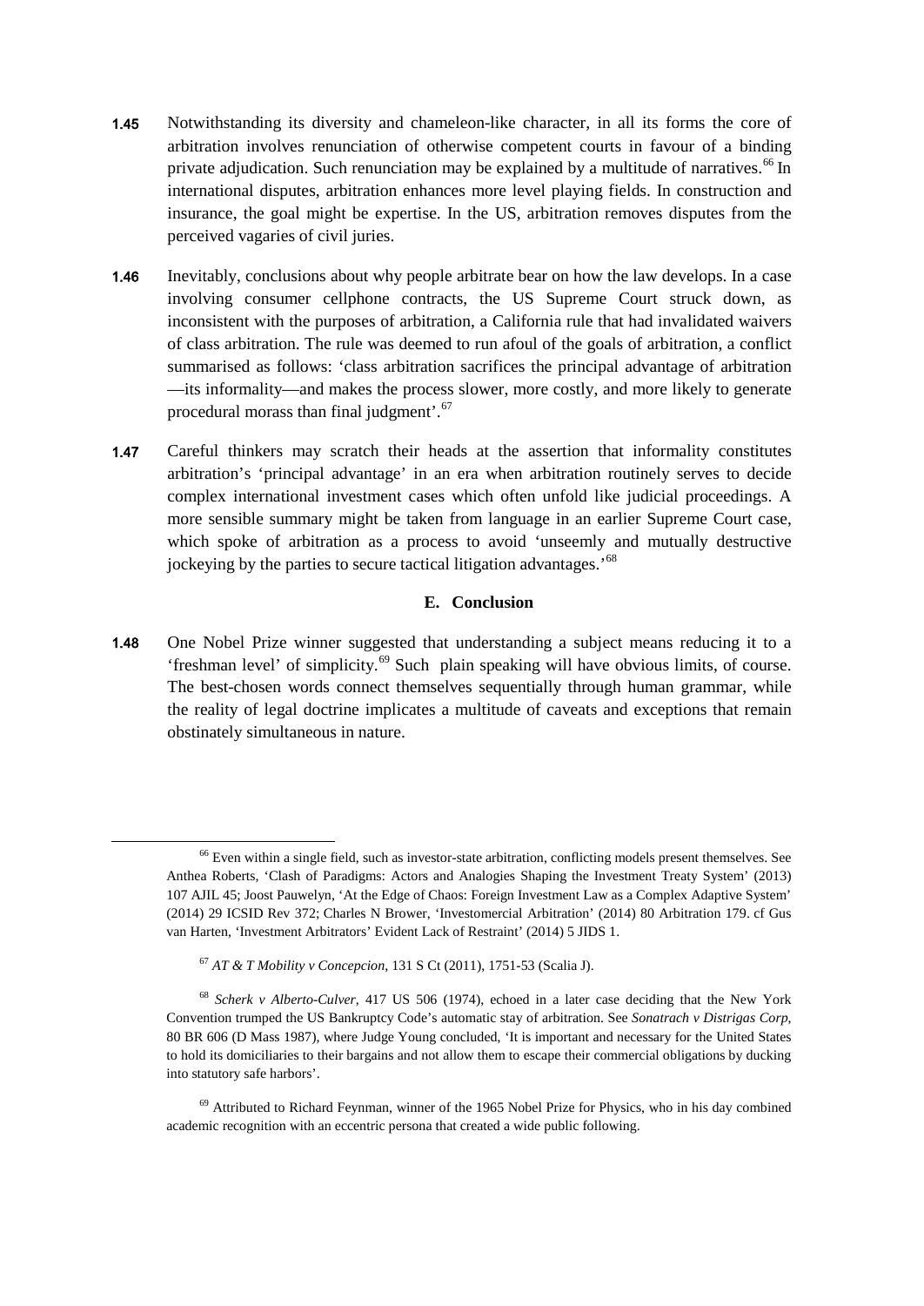**1.45** Notwithstanding its diversity and chameleon-like character, in all its forms the core of arbitration involves renunciation of otherwise competent courts in favour of a binding private adjudication. Such renunciation may be explained by a multitude of narratives.[66] In international disputes, arbitration enhances more level playing fields. In construction and insurance, the goal might be expertise. In the US, arbitration removes disputes from the perceived vagaries of civil juries.

**1.46** Inevitably, conclusions about why people arbitrate bear on how the law develops. In a case involving consumer cellphone contracts, the US Supreme Court struck down, as inconsistent with the purposes of arbitration, a California rule that had invalidated waivers of class arbitration. The rule was deemed to run afoul of the goals of arbitration, a conflict summarised as follows: 'class arbitration sacrifices the principal advantage of arbitration —its informality—and makes the process slower, more costly, and more likely to generate procedural morass than final judgment'.[67]

**1.47** Careful thinkers may scratch their heads at the assertion that informality constitutes arbitration's 'principal advantage' in an era when arbitration routinely serves to decide complex international investment cases which often unfold like judicial proceedings. A more sensible summary might be taken from language in an earlier Supreme Court case, which spoke of arbitration as a process to avoid 'unseemly and mutually destructive jockeying by the parties to secure tactical litigation advantages.'[68]

## E. Conclusion

**1.48** One Nobel Prize winner suggested that understanding a subject means reducing it to a 'freshman level' of simplicity.[69] Such plain speaking will have obvious limits, of course. The best-chosen words connect themselves sequentially through human grammar, while the reality of legal doctrine implicates a multitude of caveats and exceptions that remain obstinately simultaneous in nature.

---

[66] Even within a single field, such as investor-state arbitration, conflicting models present themselves. See Anthea Roberts, 'Clash of Paradigms: Actors and Analogies Shaping the Investment Treaty System' (2013) 107 AJIL 45; Joost Pauwelyn, 'At the Edge of Chaos: Foreign Investment Law as a Complex Adaptive System' (2014) 29 ICSID Rev 372; Charles N Brower, 'Investomercial Arbitration' (2014) 80 Arbitration 179. cf Gus van Harten, 'Investment Arbitrators' Evident Lack of Restraint' (2014) 5 JIDS 1.

[67] *AT & T Mobility v Concepcion*, 131 S Ct (2011), 1751-53 (Scalia J).

[68] *Scherk v Alberto-Culver*, 417 US 506 (1974), echoed in a later case deciding that the New York Convention trumped the US Bankruptcy Code's automatic stay of arbitration. See *Sonatrach v Distrigas Corp*, 80 BR 606 (D Mass 1987), where Judge Young concluded, 'It is important and necessary for the United States to hold its domiciliaries to their bargains and not allow them to escape their commercial obligations by ducking into statutory safe harbors'.

[69] Attributed to Richard Feynman, winner of the 1965 Nobel Prize for Physics, who in his day combined academic recognition with an eccentric persona that created a wide public following.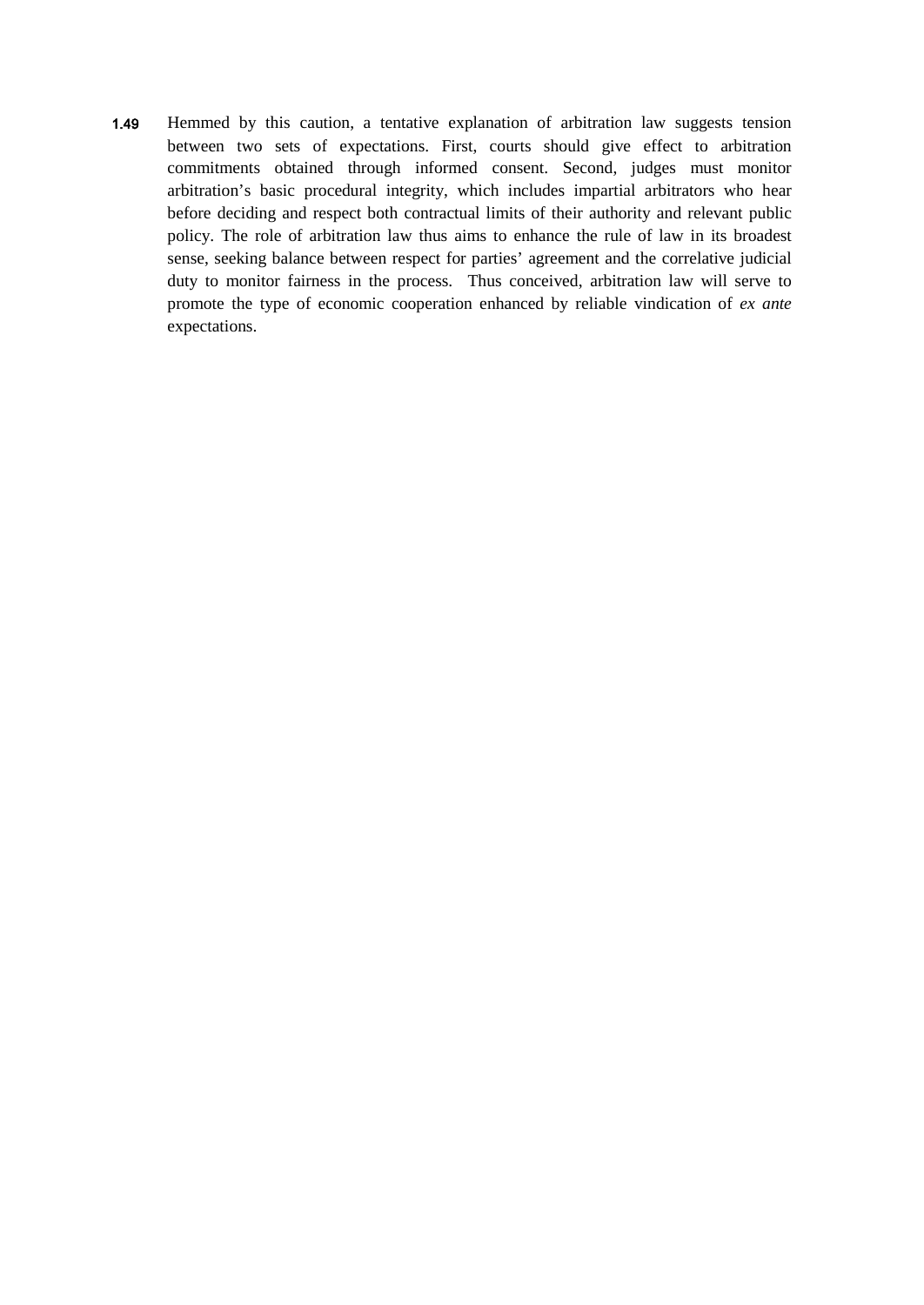**1.49** Hemmed by this caution, a tentative explanation of arbitration law suggests tension between two sets of expectations. First, courts should give effect to arbitration commitments obtained through informed consent. Second, judges must monitor arbitration's basic procedural integrity, which includes impartial arbitrators who hear before deciding and respect both contractual limits of their authority and relevant public policy. The role of arbitration law thus aims to enhance the rule of law in its broadest sense, seeking balance between respect for parties' agreement and the correlative judicial duty to monitor fairness in the process. Thus conceived, arbitration law will serve to promote the type of economic cooperation enhanced by reliable vindication of *ex ante* expectations.